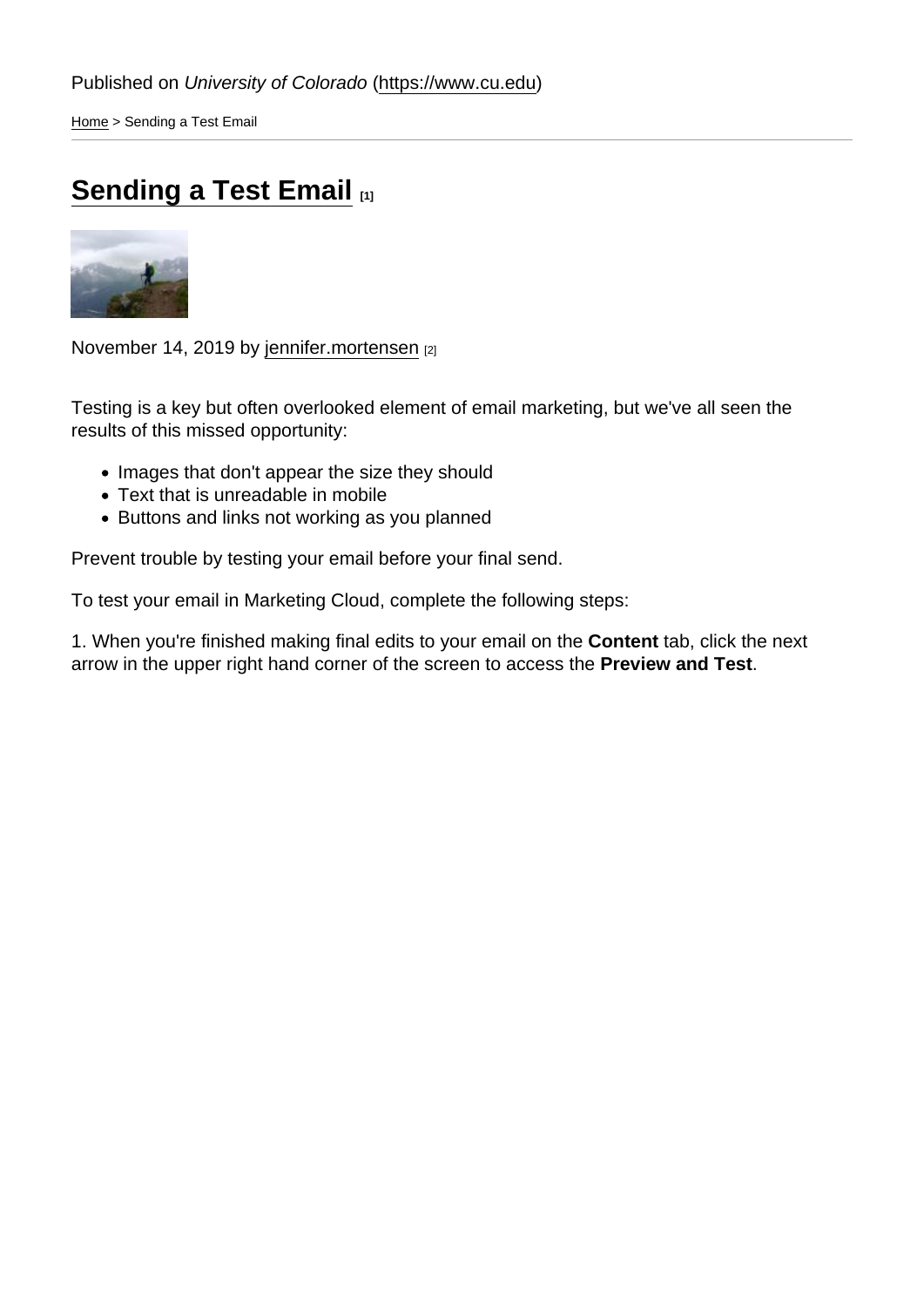Published on *University of Colorado* (https://www.cu.edu)

Home > Sending a Test Email

# Sending a Test Email [1]

November 14, 2019 by jennifer.mortensen [2]

Testing is a key but often overlooked element of email marketing, but we've all seen the results of this missed opportunity:

- Images that don't appear the size they should
- Text that is unreadable in mobile
- Buttons and links not working as you planned

Prevent trouble by testing your email before your final send.

To test your email in Marketing Cloud, complete the following steps:

1. When you're finished making final edits to your email on the **Content** tab, click the next arrow in the upper right hand corner of the screen to access the **Preview and Test**.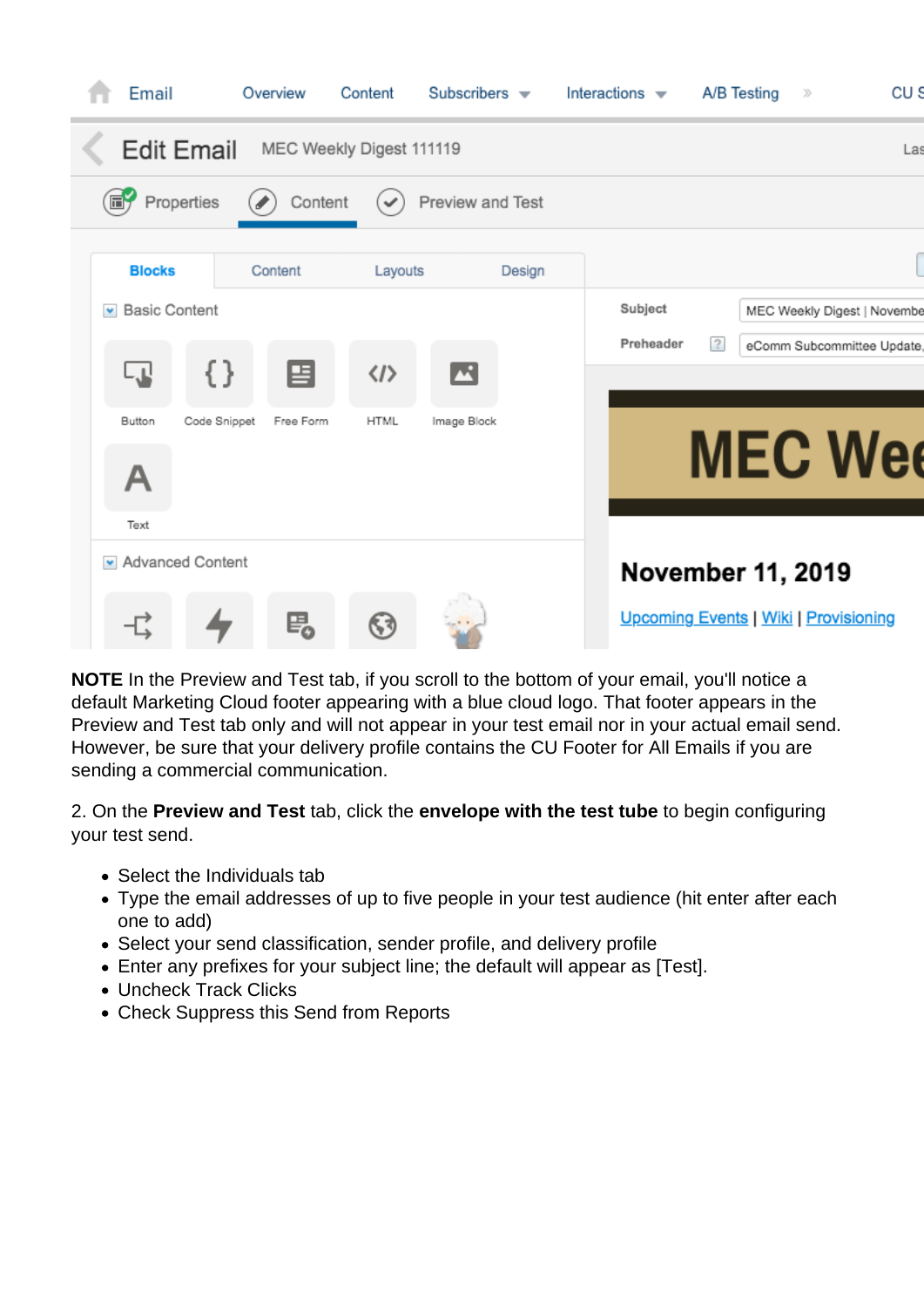**NOTE** In the Preview and Test tab, if you scroll to the bottom of your email, you'll notice a default Marketing Cloud footer appearing with a blue cloud logo. That footer appears in the Preview and Test tab only and will not appear in your test email nor in your actual email send. However, be sure that your delivery profile contains the CU Footer for All Emails if you are sending a commercial communication.

2. On the **Preview and Test** tab, click the **envelope with the test tube** to begin configuring your test send.

- Select the Individuals tab
- Type the email addresses of up to five people in your test audience (hit enter after each one to add)
- Select your send classification, sender profile, and delivery profile
- Enter any prefixes for your subject line; the default will appear as [Test].
- Uncheck Track Clicks
- Check Suppress this Send from Reports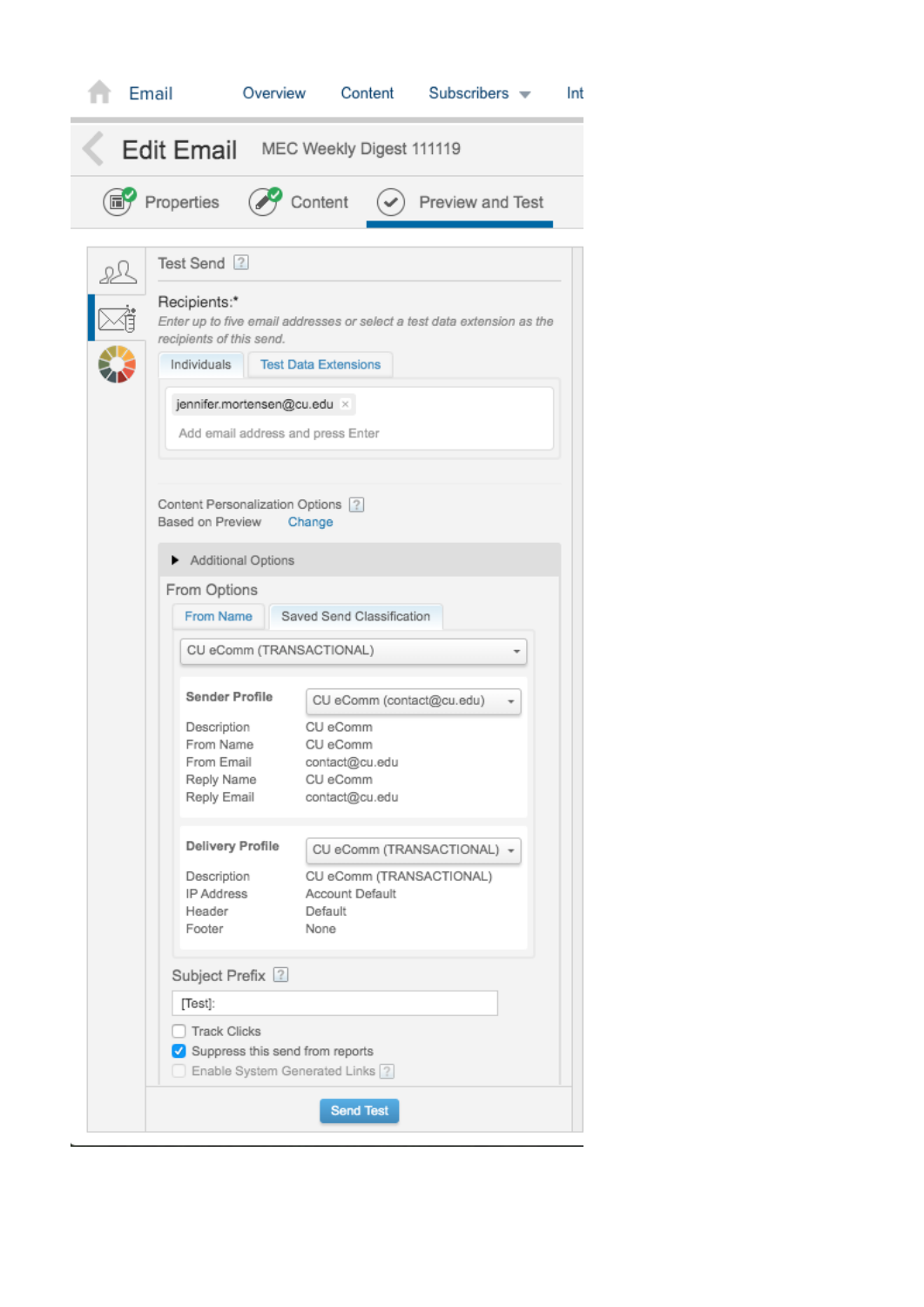Email Overview Content Subscribers Int

# Edit Email MEC Weekly Digest 111119

Properties Content Preview and Test

## Test Send

**Recipients:***

*Enter up to five email addresses or select a test data extension as the recipients of this send.*

Individuals | Test Data Extensions

jennifer.mortensen@cu.edu

Add email address and press Enter

Content Personalization Options
Based on Preview Change

Additional Options

### From Options

From Name | Saved Send Classification

CU eComm (TRANSACTIONAL)

| **Sender Profile** | CU eComm (contact@cu.edu) |
|---|---|
| Description | CU eComm |
| From Name | CU eComm |
| From Email | contact@cu.edu |
| Reply Name | CU eComm |
| Reply Email | contact@cu.edu |

| **Delivery Profile** | CU eComm (TRANSACTIONAL) |
|---|---|
| Description | CU eComm (TRANSACTIONAL) |
| IP Address | Account Default |
| Header | Default |
| Footer | None |

Subject Prefix

[Test]:

- [ ] Track Clicks
- [x] Suppress this send from reports
- [ ] Enable System Generated Links

Send Test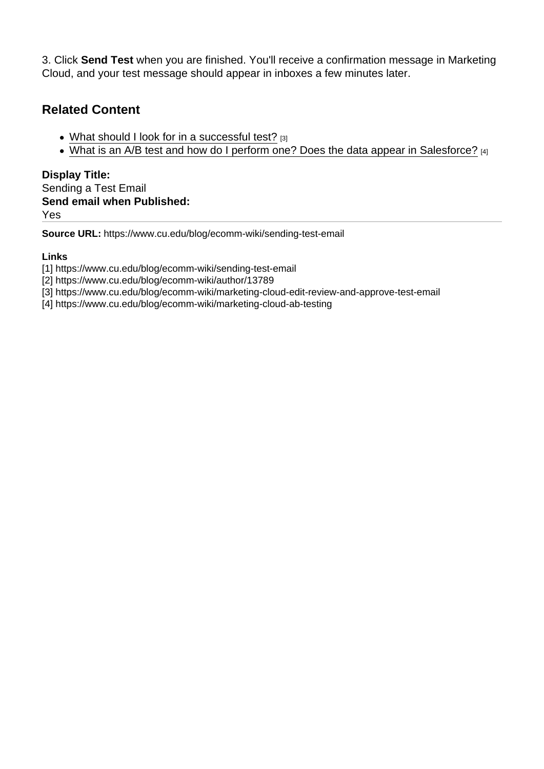3. Click **Send Test** when you are finished. You'll receive a confirmation message in Marketing Cloud, and your test message should appear in inboxes a few minutes later.

## Related Content

- What should I look for in a successful test? [3]
- What is an A/B test and how do I perform one? Does the data appear in Salesforce? [4]

**Display Title:**
Sending a Test Email
**Send email when Published:**
Yes

---

**Source URL:** https://www.cu.edu/blog/ecomm-wiki/sending-test-email

**Links**
[1] https://www.cu.edu/blog/ecomm-wiki/sending-test-email
[2] https://www.cu.edu/blog/ecomm-wiki/author/13789
[3] https://www.cu.edu/blog/ecomm-wiki/marketing-cloud-edit-review-and-approve-test-email
[4] https://www.cu.edu/blog/ecomm-wiki/marketing-cloud-ab-testing